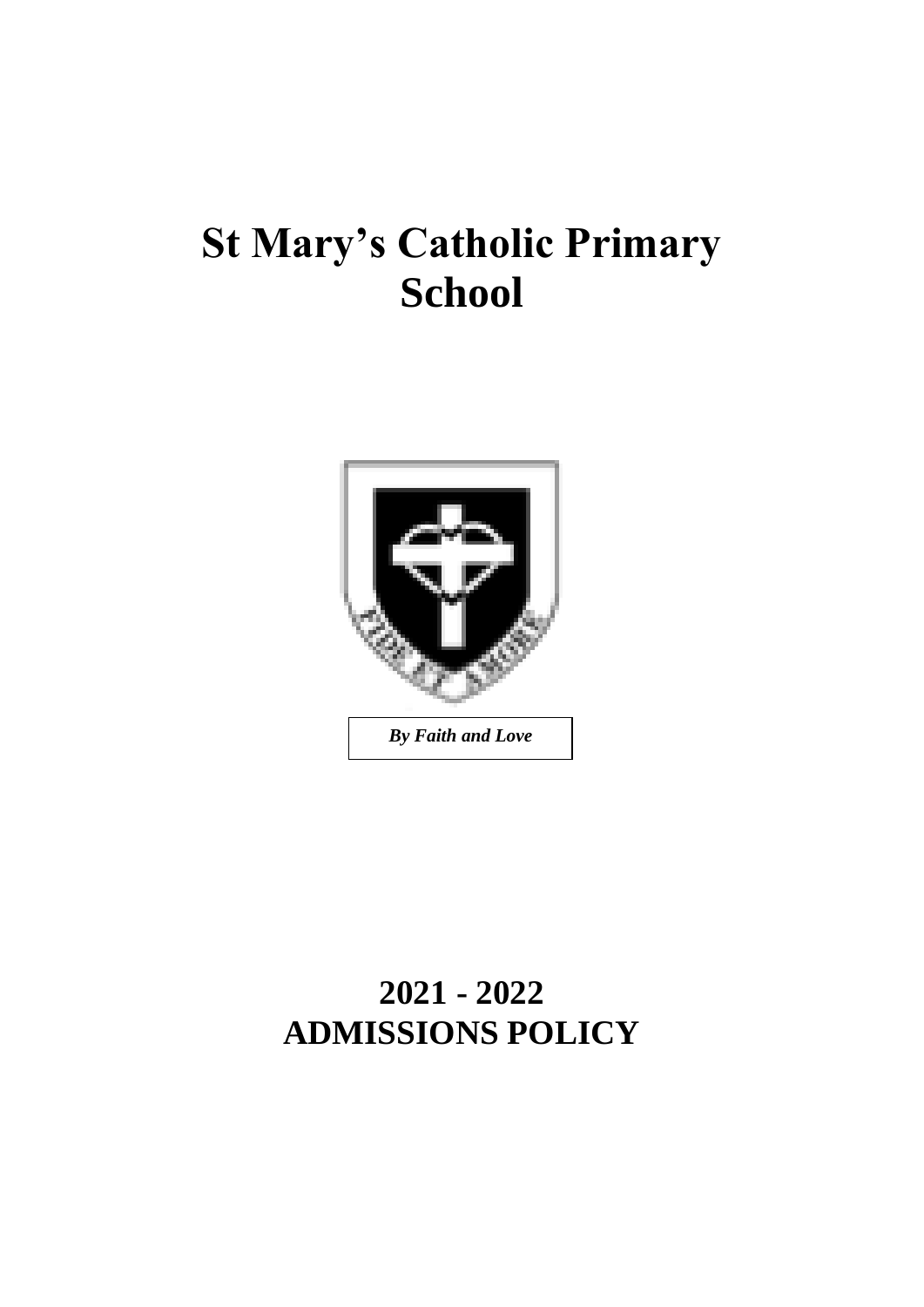# St Mary's Catholic Primary School

*By Faith and Love*

# 2021 - 2022
# ADMISSIONS POLICY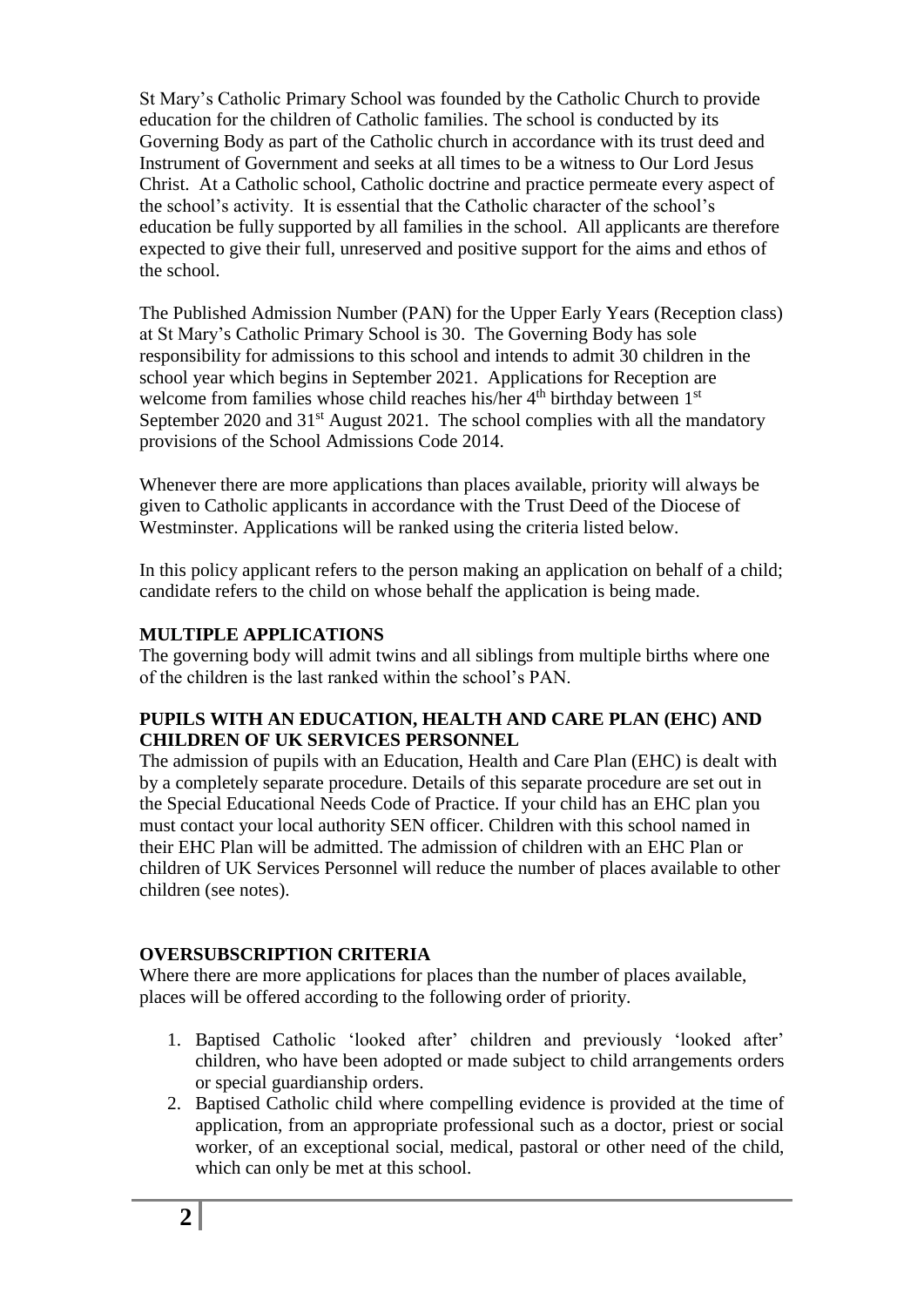St Mary's Catholic Primary School was founded by the Catholic Church to provide education for the children of Catholic families. The school is conducted by its Governing Body as part of the Catholic church in accordance with its trust deed and Instrument of Government and seeks at all times to be a witness to Our Lord Jesus Christ. At a Catholic school, Catholic doctrine and practice permeate every aspect of the school's activity. It is essential that the Catholic character of the school's education be fully supported by all families in the school. All applicants are therefore expected to give their full, unreserved and positive support for the aims and ethos of the school.

The Published Admission Number (PAN) for the Upper Early Years (Reception class) at St Mary's Catholic Primary School is 30. The Governing Body has sole responsibility for admissions to this school and intends to admit 30 children in the school year which begins in September 2021. Applications for Reception are welcome from families whose child reaches his/her 4th birthday between 1st September 2020 and 31st August 2021. The school complies with all the mandatory provisions of the School Admissions Code 2014.

Whenever there are more applications than places available, priority will always be given to Catholic applicants in accordance with the Trust Deed of the Diocese of Westminster. Applications will be ranked using the criteria listed below.

In this policy applicant refers to the person making an application on behalf of a child; candidate refers to the child on whose behalf the application is being made.

**MULTIPLE APPLICATIONS**

The governing body will admit twins and all siblings from multiple births where one of the children is the last ranked within the school's PAN.

**PUPILS WITH AN EDUCATION, HEALTH AND CARE PLAN (EHC) AND CHILDREN OF UK SERVICES PERSONNEL**

The admission of pupils with an Education, Health and Care Plan (EHC) is dealt with by a completely separate procedure. Details of this separate procedure are set out in the Special Educational Needs Code of Practice. If your child has an EHC plan you must contact your local authority SEN officer. Children with this school named in their EHC Plan will be admitted. The admission of children with an EHC Plan or children of UK Services Personnel will reduce the number of places available to other children (see notes).

**OVERSUBSCRIPTION CRITERIA**

Where there are more applications for places than the number of places available, places will be offered according to the following order of priority.

1. Baptised Catholic 'looked after' children and previously 'looked after' children, who have been adopted or made subject to child arrangements orders or special guardianship orders.
2. Baptised Catholic child where compelling evidence is provided at the time of application, from an appropriate professional such as a doctor, priest or social worker, of an exceptional social, medical, pastoral or other need of the child, which can only be met at this school.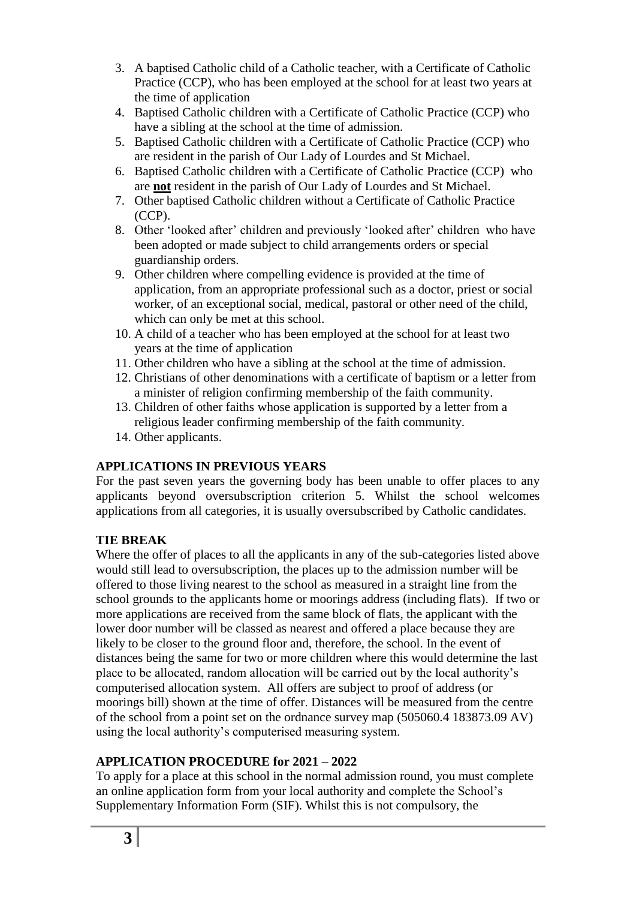3. A baptised Catholic child of a Catholic teacher, with a Certificate of Catholic Practice (CCP), who has been employed at the school for at least two years at the time of application
4. Baptised Catholic children with a Certificate of Catholic Practice (CCP) who have a sibling at the school at the time of admission.
5. Baptised Catholic children with a Certificate of Catholic Practice (CCP) who are resident in the parish of Our Lady of Lourdes and St Michael.
6. Baptised Catholic children with a Certificate of Catholic Practice (CCP) who are **not** resident in the parish of Our Lady of Lourdes and St Michael.
7. Other baptised Catholic children without a Certificate of Catholic Practice (CCP).
8. Other 'looked after' children and previously 'looked after' children who have been adopted or made subject to child arrangements orders or special guardianship orders.
9. Other children where compelling evidence is provided at the time of application, from an appropriate professional such as a doctor, priest or social worker, of an exceptional social, medical, pastoral or other need of the child, which can only be met at this school.
10. A child of a teacher who has been employed at the school for at least two years at the time of application
11. Other children who have a sibling at the school at the time of admission.
12. Christians of other denominations with a certificate of baptism or a letter from a minister of religion confirming membership of the faith community.
13. Children of other faiths whose application is supported by a letter from a religious leader confirming membership of the faith community.
14. Other applicants.

**APPLICATIONS IN PREVIOUS YEARS**

For the past seven years the governing body has been unable to offer places to any applicants beyond oversubscription criterion 5. Whilst the school welcomes applications from all categories, it is usually oversubscribed by Catholic candidates.

**TIE BREAK**

Where the offer of places to all the applicants in any of the sub-categories listed above would still lead to oversubscription, the places up to the admission number will be offered to those living nearest to the school as measured in a straight line from the school grounds to the applicants home or moorings address (including flats). If two or more applications are received from the same block of flats, the applicant with the lower door number will be classed as nearest and offered a place because they are likely to be closer to the ground floor and, therefore, the school. In the event of distances being the same for two or more children where this would determine the last place to be allocated, random allocation will be carried out by the local authority's computerised allocation system. All offers are subject to proof of address (or moorings bill) shown at the time of offer. Distances will be measured from the centre of the school from a point set on the ordnance survey map (505060.4 183873.09 AV) using the local authority's computerised measuring system.

**APPLICATION PROCEDURE for 2021 – 2022**

To apply for a place at this school in the normal admission round, you must complete an online application form from your local authority and complete the School's Supplementary Information Form (SIF). Whilst this is not compulsory, the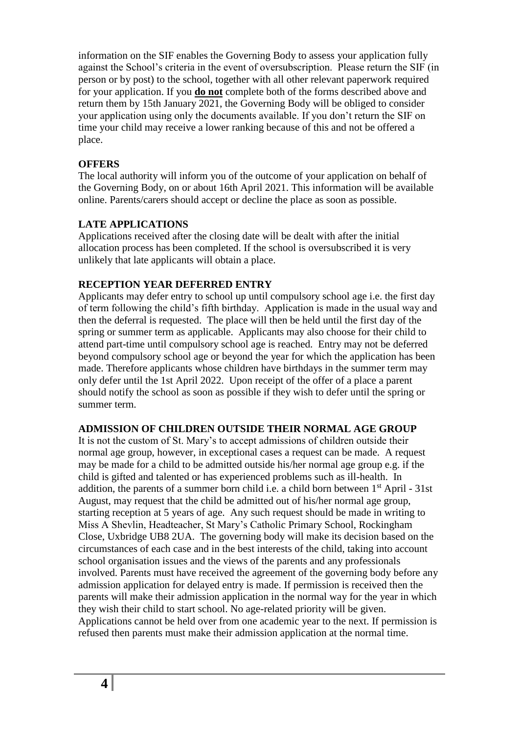information on the SIF enables the Governing Body to assess your application fully against the School's criteria in the event of oversubscription. Please return the SIF (in person or by post) to the school, together with all other relevant paperwork required for your application. If you **do not** complete both of the forms described above and return them by 15th January 2021, the Governing Body will be obliged to consider your application using only the documents available. If you don't return the SIF on time your child may receive a lower ranking because of this and not be offered a place.

**OFFERS**

The local authority will inform you of the outcome of your application on behalf of the Governing Body, on or about 16th April 2021. This information will be available online. Parents/carers should accept or decline the place as soon as possible.

**LATE APPLICATIONS**

Applications received after the closing date will be dealt with after the initial allocation process has been completed. If the school is oversubscribed it is very unlikely that late applicants will obtain a place.

**RECEPTION YEAR DEFERRED ENTRY**

Applicants may defer entry to school up until compulsory school age i.e. the first day of term following the child's fifth birthday. Application is made in the usual way and then the deferral is requested. The place will then be held until the first day of the spring or summer term as applicable. Applicants may also choose for their child to attend part-time until compulsory school age is reached. Entry may not be deferred beyond compulsory school age or beyond the year for which the application has been made. Therefore applicants whose children have birthdays in the summer term may only defer until the 1st April 2022. Upon receipt of the offer of a place a parent should notify the school as soon as possible if they wish to defer until the spring or summer term.

**ADMISSION OF CHILDREN OUTSIDE THEIR NORMAL AGE GROUP**

It is not the custom of St. Mary's to accept admissions of children outside their normal age group, however, in exceptional cases a request can be made. A request may be made for a child to be admitted outside his/her normal age group e.g. if the child is gifted and talented or has experienced problems such as ill-health. In addition, the parents of a summer born child i.e. a child born between 1st April - 31st August, may request that the child be admitted out of his/her normal age group, starting reception at 5 years of age. Any such request should be made in writing to Miss A Shevlin, Headteacher, St Mary's Catholic Primary School, Rockingham Close, Uxbridge UB8 2UA. The governing body will make its decision based on the circumstances of each case and in the best interests of the child, taking into account school organisation issues and the views of the parents and any professionals involved. Parents must have received the agreement of the governing body before any admission application for delayed entry is made. If permission is received then the parents will make their admission application in the normal way for the year in which they wish their child to start school. No age-related priority will be given. Applications cannot be held over from one academic year to the next. If permission is refused then parents must make their admission application at the normal time.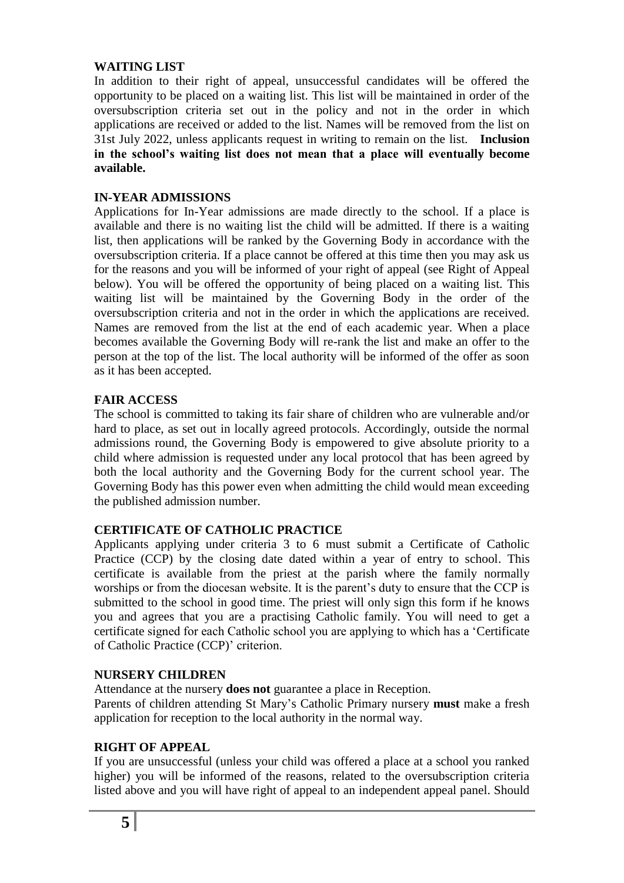## WAITING LIST

In addition to their right of appeal, unsuccessful candidates will be offered the opportunity to be placed on a waiting list. This list will be maintained in order of the oversubscription criteria set out in the policy and not in the order in which applications are received or added to the list. Names will be removed from the list on 31st July 2022, unless applicants request in writing to remain on the list. **Inclusion in the school's waiting list does not mean that a place will eventually become available.**

## IN-YEAR ADMISSIONS

Applications for In-Year admissions are made directly to the school. If a place is available and there is no waiting list the child will be admitted. If there is a waiting list, then applications will be ranked by the Governing Body in accordance with the oversubscription criteria. If a place cannot be offered at this time then you may ask us for the reasons and you will be informed of your right of appeal (see Right of Appeal below). You will be offered the opportunity of being placed on a waiting list. This waiting list will be maintained by the Governing Body in the order of the oversubscription criteria and not in the order in which the applications are received. Names are removed from the list at the end of each academic year. When a place becomes available the Governing Body will re-rank the list and make an offer to the person at the top of the list. The local authority will be informed of the offer as soon as it has been accepted.

## FAIR ACCESS

The school is committed to taking its fair share of children who are vulnerable and/or hard to place, as set out in locally agreed protocols. Accordingly, outside the normal admissions round, the Governing Body is empowered to give absolute priority to a child where admission is requested under any local protocol that has been agreed by both the local authority and the Governing Body for the current school year. The Governing Body has this power even when admitting the child would mean exceeding the published admission number.

## CERTIFICATE OF CATHOLIC PRACTICE

Applicants applying under criteria 3 to 6 must submit a Certificate of Catholic Practice (CCP) by the closing date dated within a year of entry to school. This certificate is available from the priest at the parish where the family normally worships or from the diocesan website. It is the parent's duty to ensure that the CCP is submitted to the school in good time. The priest will only sign this form if he knows you and agrees that you are a practising Catholic family. You will need to get a certificate signed for each Catholic school you are applying to which has a 'Certificate of Catholic Practice (CCP)' criterion.

## NURSERY CHILDREN

Attendance at the nursery **does not** guarantee a place in Reception.

Parents of children attending St Mary's Catholic Primary nursery **must** make a fresh application for reception to the local authority in the normal way.

## RIGHT OF APPEAL

If you are unsuccessful (unless your child was offered a place at a school you ranked higher) you will be informed of the reasons, related to the oversubscription criteria listed above and you will have right of appeal to an independent appeal panel. Should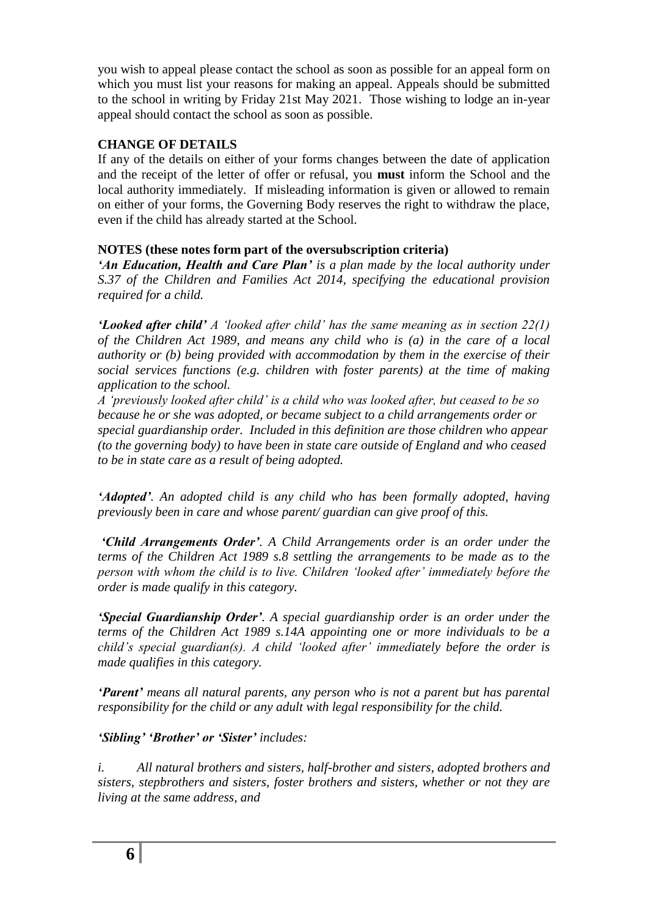you wish to appeal please contact the school as soon as possible for an appeal form on which you must list your reasons for making an appeal. Appeals should be submitted to the school in writing by Friday 21st May 2021. Those wishing to lodge an in-year appeal should contact the school as soon as possible.

**CHANGE OF DETAILS**

If any of the details on either of your forms changes between the date of application and the receipt of the letter of offer or refusal, you **must** inform the School and the local authority immediately. If misleading information is given or allowed to remain on either of your forms, the Governing Body reserves the right to withdraw the place, even if the child has already started at the School.

**NOTES (these notes form part of the oversubscription criteria)**

***'An Education, Health and Care Plan'*** *is a plan made by the local authority under S.37 of the Children and Families Act 2014, specifying the educational provision required for a child.*

***'Looked after child'*** *A 'looked after child' has the same meaning as in section 22(1) of the Children Act 1989, and means any child who is (a) in the care of a local authority or (b) being provided with accommodation by them in the exercise of their social services functions (e.g. children with foster parents) at the time of making application to the school.*

*A 'previously looked after child' is a child who was looked after, but ceased to be so because he or she was adopted, or became subject to a child arrangements order or special guardianship order. Included in this definition are those children who appear (to the governing body) to have been in state care outside of England and who ceased to be in state care as a result of being adopted.*

***'Adopted'****. An adopted child is any child who has been formally adopted, having previously been in care and whose parent/ guardian can give proof of this.*

***'Child Arrangements Order'****. A Child Arrangements order is an order under the terms of the Children Act 1989 s.8 settling the arrangements to be made as to the person with whom the child is to live. Children 'looked after' immediately before the order is made qualify in this category.*

***'Special Guardianship Order'****. A special guardianship order is an order under the terms of the Children Act 1989 s.14A appointing one or more individuals to be a child's special guardian(s). A child 'looked after' immediately before the order is made qualifies in this category.*

***'Parent'*** *means all natural parents, any person who is not a parent but has parental responsibility for the child or any adult with legal responsibility for the child.*

***'Sibling' 'Brother' or 'Sister'*** *includes:*

*i. All natural brothers and sisters, half-brother and sisters, adopted brothers and sisters, stepbrothers and sisters, foster brothers and sisters, whether or not they are living at the same address, and*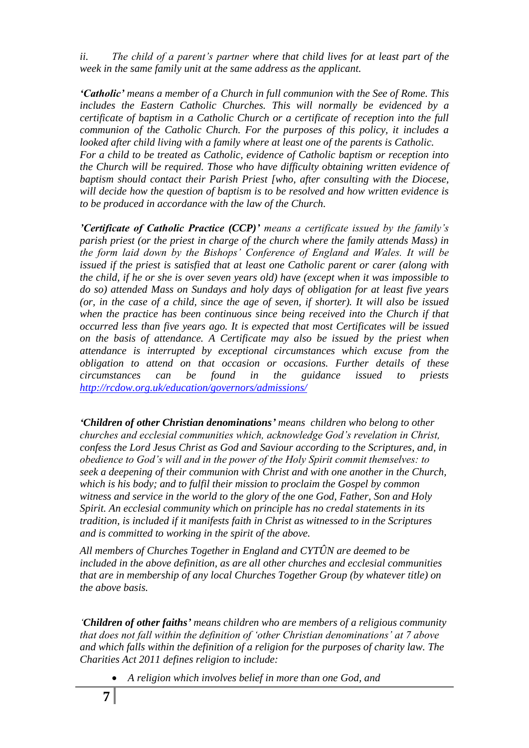*ii. The child of a parent's partner where that child lives for at least part of the week in the same family unit at the same address as the applicant.*

***'Catholic'** means a member of a Church in full communion with the See of Rome. This includes the Eastern Catholic Churches. This will normally be evidenced by a certificate of baptism in a Catholic Church or a certificate of reception into the full communion of the Catholic Church. For the purposes of this policy, it includes a looked after child living with a family where at least one of the parents is Catholic.*
*For a child to be treated as Catholic, evidence of Catholic baptism or reception into the Church will be required. Those who have difficulty obtaining written evidence of baptism should contact their Parish Priest [who, after consulting with the Diocese, will decide how the question of baptism is to be resolved and how written evidence is to be produced in accordance with the law of the Church.*

***'Certificate of Catholic Practice (CCP)'** means a certificate issued by the family's parish priest (or the priest in charge of the church where the family attends Mass) in the form laid down by the Bishops' Conference of England and Wales. It will be issued if the priest is satisfied that at least one Catholic parent or carer (along with the child, if he or she is over seven years old) have (except when it was impossible to do so) attended Mass on Sundays and holy days of obligation for at least five years (or, in the case of a child, since the age of seven, if shorter). It will also be issued when the practice has been continuous since being received into the Church if that occurred less than five years ago. It is expected that most Certificates will be issued on the basis of attendance. A Certificate may also be issued by the priest when attendance is interrupted by exceptional circumstances which excuse from the obligation to attend on that occasion or occasions. Further details of these circumstances can be found in the guidance issued to priests [http://rcdow.org.uk/education/governors/admissions/](http://rcdow.org.uk/education/governors/admissions/)*

***'Children of other Christian denominations'** means children who belong to other churches and ecclesial communities which, acknowledge God's revelation in Christ, confess the Lord Jesus Christ as God and Saviour according to the Scriptures, and, in obedience to God's will and in the power of the Holy Spirit commit themselves: to seek a deepening of their communion with Christ and with one another in the Church, which is his body; and to fulfil their mission to proclaim the Gospel by common witness and service in the world to the glory of the one God, Father, Son and Holy Spirit. An ecclesial community which on principle has no credal statements in its tradition, is included if it manifests faith in Christ as witnessed to in the Scriptures and is committed to working in the spirit of the above.*

*All members of Churches Together in England and CYTÛN are deemed to be included in the above definition, as are all other churches and ecclesial communities that are in membership of any local Churches Together Group (by whatever title) on the above basis.*

***'Children of other faiths'** means children who are members of a religious community that does not fall within the definition of 'other Christian denominations' at 7 above and which falls within the definition of a religion for the purposes of charity law. The Charities Act 2011 defines religion to include:*

- *A religion which involves belief in more than one God, and*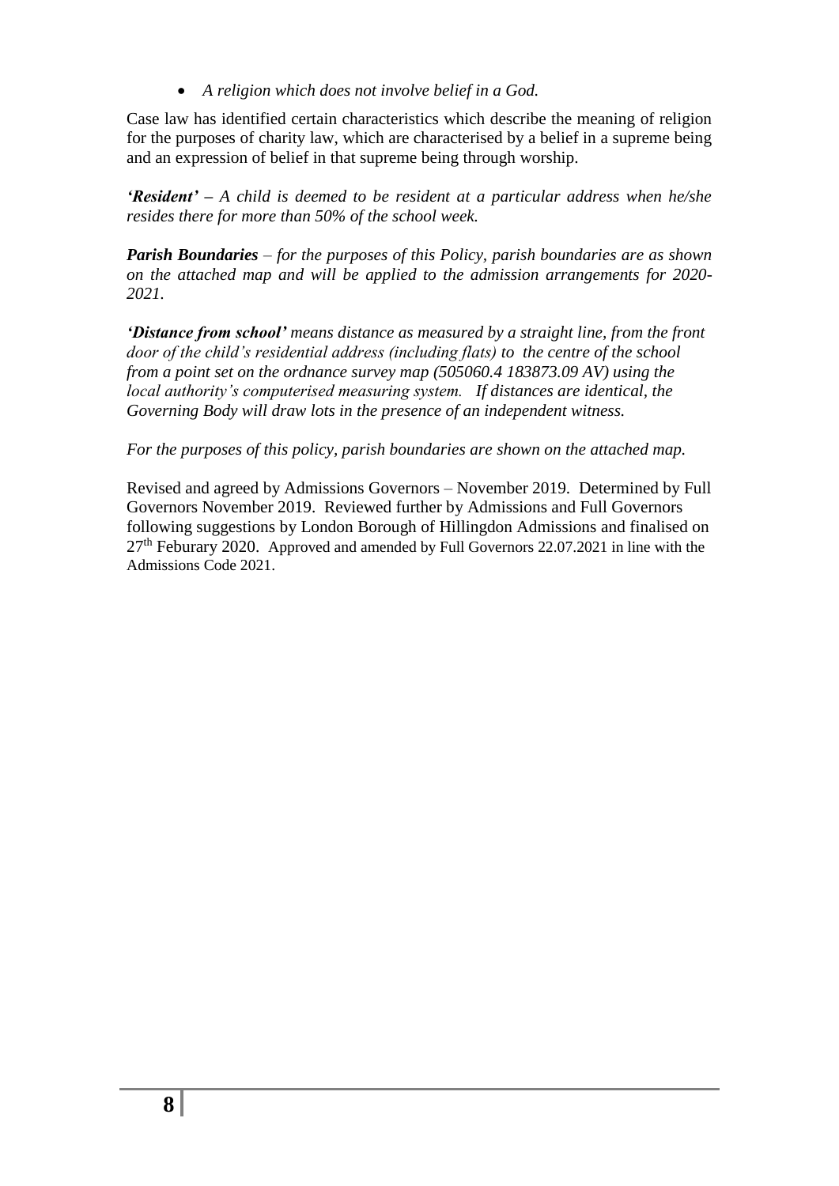- *A religion which does not involve belief in a God.*

Case law has identified certain characteristics which describe the meaning of religion for the purposes of charity law, which are characterised by a belief in a supreme being and an expression of belief in that supreme being through worship.

***'Resident'*** *– A child is deemed to be resident at a particular address when he/she resides there for more than 50% of the school week.*

***Parish Boundaries*** *– for the purposes of this Policy, parish boundaries are as shown on the attached map and will be applied to the admission arrangements for 2020-2021.*

***'Distance from school'*** *means distance as measured by a straight line, from the front door of the child's residential address (including flats) to the centre of the school from a point set on the ordnance survey map (505060.4 183873.09 AV) using the local authority's computerised measuring system. If distances are identical, the Governing Body will draw lots in the presence of an independent witness.*

*For the purposes of this policy, parish boundaries are shown on the attached map.*

Revised and agreed by Admissions Governors – November 2019. Determined by Full Governors November 2019. Reviewed further by Admissions and Full Governors following suggestions by London Borough of Hillingdon Admissions and finalised on 27th Feburary 2020. Approved and amended by Full Governors 22.07.2021 in line with the Admissions Code 2021.